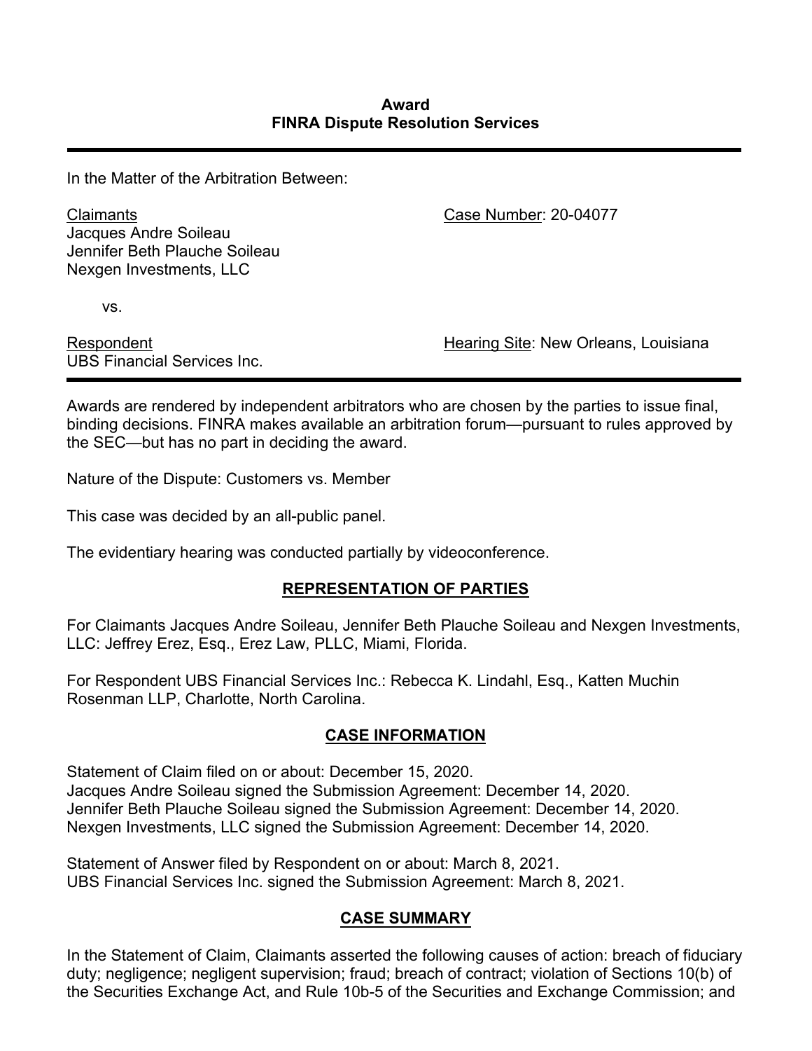**Award**
**FINRA Dispute Resolution Services**

---

In the Matter of the Arbitration Between:

| | |
|---|---|
| <u>Claimants</u><br>Jacques Andre Soileau<br>Jennifer Beth Plauche Soileau<br>Nexgen Investments, LLC | <u>Case Number</u>: 20-04077 |
| vs. | |
| <u>Respondent</u><br>UBS Financial Services Inc. | <u>Hearing Site</u>: New Orleans, Louisiana |

---

Awards are rendered by independent arbitrators who are chosen by the parties to issue final, binding decisions. FINRA makes available an arbitration forum—pursuant to rules approved by the SEC—but has no part in deciding the award.

Nature of the Dispute: Customers vs. Member

This case was decided by an all-public panel.

The evidentiary hearing was conducted partially by videoconference.

## REPRESENTATION OF PARTIES

For Claimants Jacques Andre Soileau, Jennifer Beth Plauche Soileau and Nexgen Investments, LLC: Jeffrey Erez, Esq., Erez Law, PLLC, Miami, Florida.

For Respondent UBS Financial Services Inc.: Rebecca K. Lindahl, Esq., Katten Muchin Rosenman LLP, Charlotte, North Carolina.

## CASE INFORMATION

Statement of Claim filed on or about: December 15, 2020.
Jacques Andre Soileau signed the Submission Agreement: December 14, 2020.
Jennifer Beth Plauche Soileau signed the Submission Agreement: December 14, 2020.
Nexgen Investments, LLC signed the Submission Agreement: December 14, 2020.

Statement of Answer filed by Respondent on or about: March 8, 2021.
UBS Financial Services Inc. signed the Submission Agreement: March 8, 2021.

## CASE SUMMARY

In the Statement of Claim, Claimants asserted the following causes of action: breach of fiduciary duty; negligence; negligent supervision; fraud; breach of contract; violation of Sections 10(b) of the Securities Exchange Act, and Rule 10b-5 of the Securities and Exchange Commission; and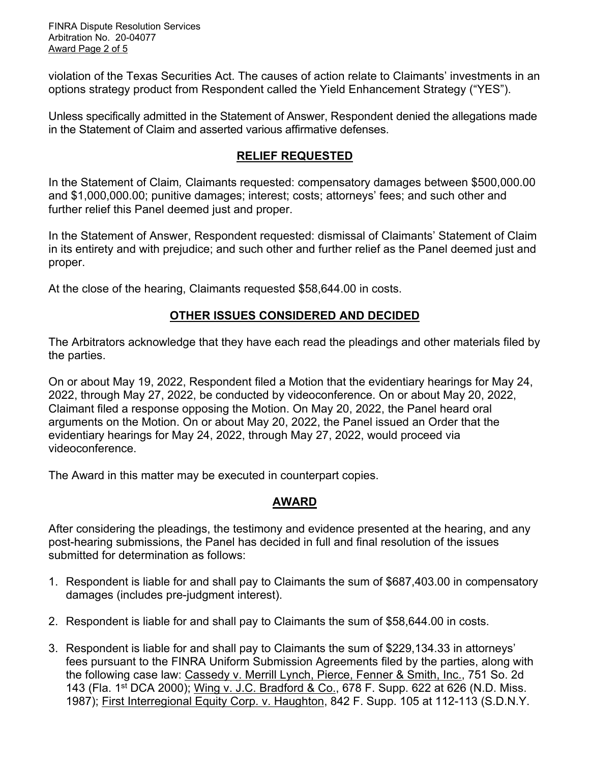violation of the Texas Securities Act. The causes of action relate to Claimants' investments in an options strategy product from Respondent called the Yield Enhancement Strategy ("YES").

Unless specifically admitted in the Statement of Answer, Respondent denied the allegations made in the Statement of Claim and asserted various affirmative defenses.

## RELIEF REQUESTED

In the Statement of Claim, Claimants requested: compensatory damages between $500,000.00 and $1,000,000.00; punitive damages; interest; costs; attorneys' fees; and such other and further relief this Panel deemed just and proper.

In the Statement of Answer, Respondent requested: dismissal of Claimants' Statement of Claim in its entirety and with prejudice; and such other and further relief as the Panel deemed just and proper.

At the close of the hearing, Claimants requested $58,644.00 in costs.

## OTHER ISSUES CONSIDERED AND DECIDED

The Arbitrators acknowledge that they have each read the pleadings and other materials filed by the parties.

On or about May 19, 2022, Respondent filed a Motion that the evidentiary hearings for May 24, 2022, through May 27, 2022, be conducted by videoconference. On or about May 20, 2022, Claimant filed a response opposing the Motion. On May 20, 2022, the Panel heard oral arguments on the Motion. On or about May 20, 2022, the Panel issued an Order that the evidentiary hearings for May 24, 2022, through May 27, 2022, would proceed via videoconference.

The Award in this matter may be executed in counterpart copies.

## AWARD

After considering the pleadings, the testimony and evidence presented at the hearing, and any post-hearing submissions, the Panel has decided in full and final resolution of the issues submitted for determination as follows:

1. Respondent is liable for and shall pay to Claimants the sum of $687,403.00 in compensatory damages (includes pre-judgment interest).

2. Respondent is liable for and shall pay to Claimants the sum of $58,644.00 in costs.

3. Respondent is liable for and shall pay to Claimants the sum of $229,134.33 in attorneys' fees pursuant to the FINRA Uniform Submission Agreements filed by the parties, along with the following case law: Cassedy v. Merrill Lynch, Pierce, Fenner & Smith, Inc., 751 So. 2d 143 (Fla. 1st DCA 2000); Wing v. J.C. Bradford & Co., 678 F. Supp. 622 at 626 (N.D. Miss. 1987); First Interregional Equity Corp. v. Haughton, 842 F. Supp. 105 at 112-113 (S.D.N.Y.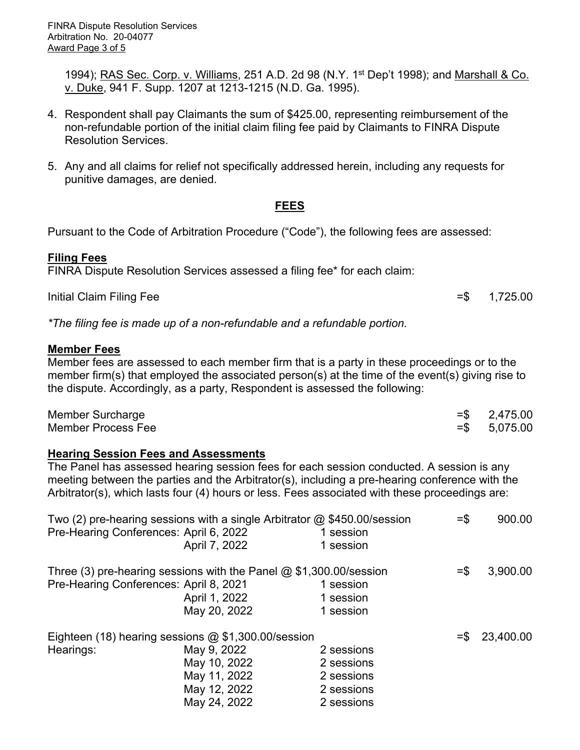1994); RAS Sec. Corp. v. Williams, 251 A.D. 2d 98 (N.Y. 1st Dep't 1998); and Marshall & Co. v. Duke, 941 F. Supp. 1207 at 1213-1215 (N.D. Ga. 1995).

4. Respondent shall pay Claimants the sum of $425.00, representing reimbursement of the non-refundable portion of the initial claim filing fee paid by Claimants to FINRA Dispute Resolution Services.

5. Any and all claims for relief not specifically addressed herein, including any requests for punitive damages, are denied.

## FEES

Pursuant to the Code of Arbitration Procedure ("Code"), the following fees are assessed:

**Filing Fees**

FINRA Dispute Resolution Services assessed a filing fee* for each claim:

| | |
|---|---|
| Initial Claim Filing Fee | =$ 1,725.00 |

*\*The filing fee is made up of a non-refundable and a refundable portion.*

**Member Fees**

Member fees are assessed to each member firm that is a party in these proceedings or to the member firm(s) that employed the associated person(s) at the time of the event(s) giving rise to the dispute. Accordingly, as a party, Respondent is assessed the following:

| | |
|---|---|
| Member Surcharge | =$ 2,475.00 |
| Member Process Fee | =$ 5,075.00 |

**Hearing Session Fees and Assessments**

The Panel has assessed hearing session fees for each session conducted. A session is any meeting between the parties and the Arbitrator(s), including a pre-hearing conference with the Arbitrator(s), which lasts four (4) hours or less. Fees associated with these proceedings are:

| | | | |
|---|---|---|---|
| Two (2) pre-hearing sessions with a single Arbitrator @ $450.00/session | | | =$ 900.00 |
| Pre-Hearing Conferences: | April 6, 2022 | 1 session | |
| | April 7, 2022 | 1 session | |
| Three (3) pre-hearing sessions with the Panel @ $1,300.00/session | | | =$ 3,900.00 |
| Pre-Hearing Conferences: | April 8, 2021 | 1 session | |
| | April 1, 2022 | 1 session | |
| | May 20, 2022 | 1 session | |
| Eighteen (18) hearing sessions @ $1,300.00/session | | | =$ 23,400.00 |
| Hearings: | May 9, 2022 | 2 sessions | |
| | May 10, 2022 | 2 sessions | |
| | May 11, 2022 | 2 sessions | |
| | May 12, 2022 | 2 sessions | |
| | May 24, 2022 | 2 sessions | |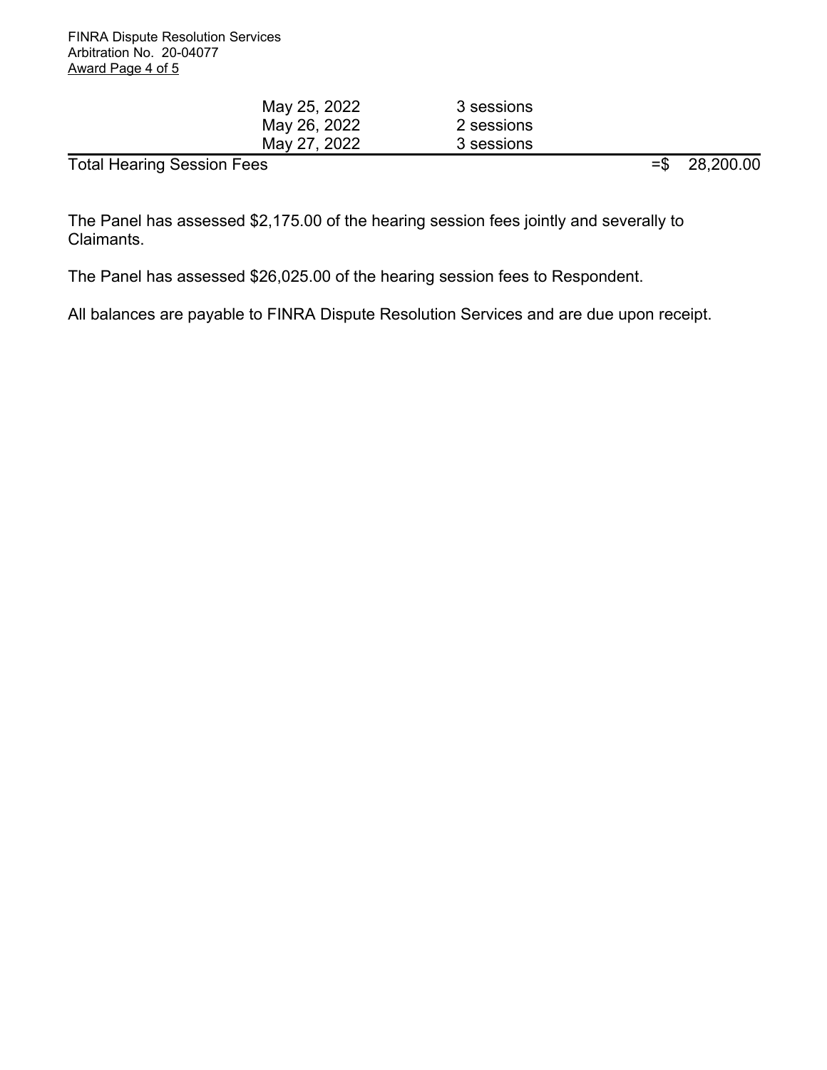| | | | |
|---|---|---|---|
| | May 25, 2022 | 3 sessions | |
| | May 26, 2022 | 2 sessions | |
| | May 27, 2022 | 3 sessions | |
| Total Hearing Session Fees | | | =$ 28,200.00 |

The Panel has assessed $2,175.00 of the hearing session fees jointly and severally to Claimants.

The Panel has assessed $26,025.00 of the hearing session fees to Respondent.

All balances are payable to FINRA Dispute Resolution Services and are due upon receipt.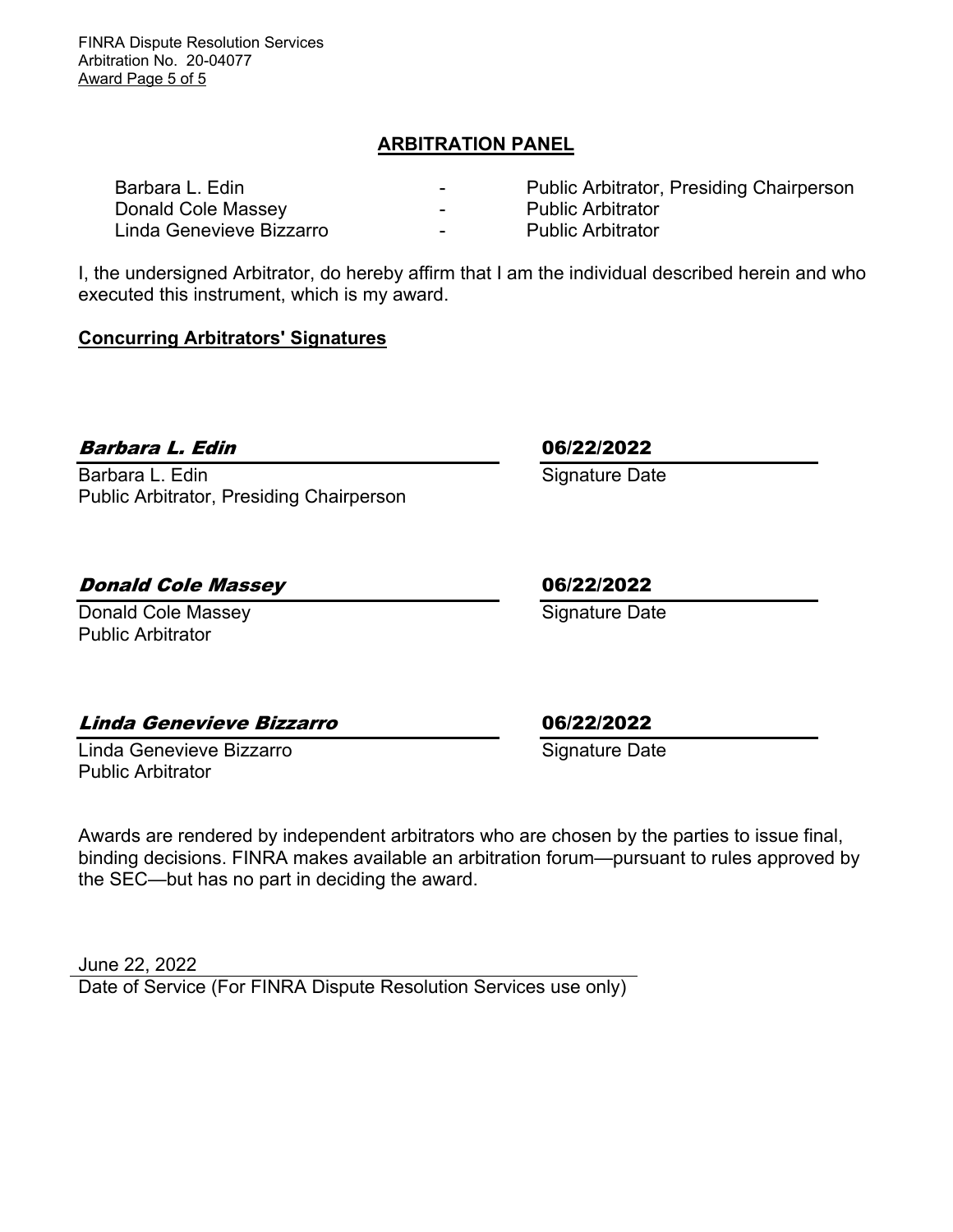## ARBITRATION PANEL

| | | |
|---|---|---|
| Barbara L. Edin | - | Public Arbitrator, Presiding Chairperson |
| Donald Cole Massey | - | Public Arbitrator |
| Linda Genevieve Bizzarro | - | Public Arbitrator |

I, the undersigned Arbitrator, do hereby affirm that I am the individual described herein and who executed this instrument, which is my award.

**Concurring Arbitrators' Signatures**

*Barbara L. Edin* — 06/22/2022

Barbara L. Edin
Public Arbitrator, Presiding Chairperson — Signature Date

*Donald Cole Massey* — 06/22/2022

Donald Cole Massey
Public Arbitrator — Signature Date

*Linda Genevieve Bizzarro* — 06/22/2022

Linda Genevieve Bizzarro
Public Arbitrator — Signature Date

Awards are rendered by independent arbitrators who are chosen by the parties to issue final, binding decisions. FINRA makes available an arbitration forum—pursuant to rules approved by the SEC—but has no part in deciding the award.

June 22, 2022
Date of Service (For FINRA Dispute Resolution Services use only)